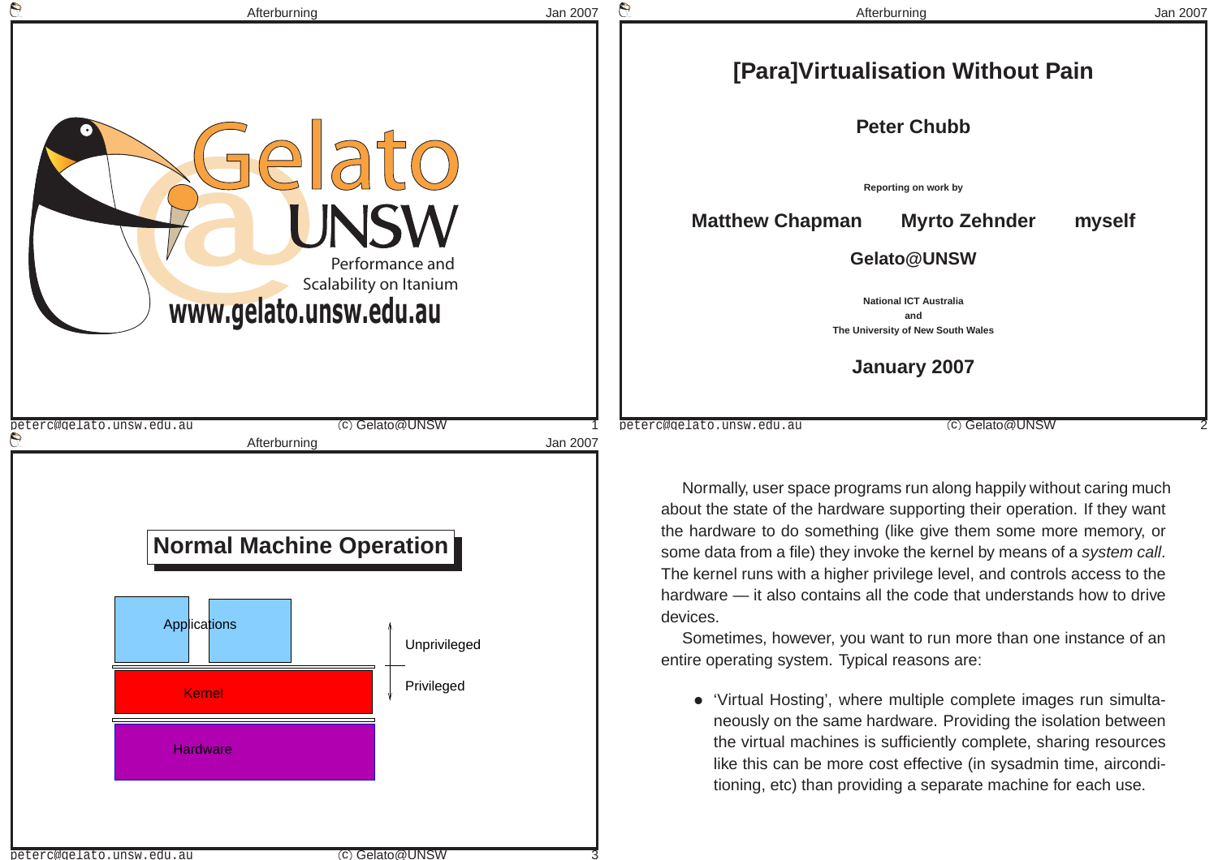Gelato @ UNSW

Performance and Scalability on Itanium

www.gelato.unsw.edu.au

# [Para]Virtualisation Without Pain

**Peter Chubb**

Reporting on work by

**Matthew Chapman** **Myrto Zehnder** **myself**

**Gelato@UNSW**

National ICT Australia
and
The University of New South Wales

**January 2007**

## Normal Machine Operation

Applications

Kernel

Hardware

Unprivileged

Privileged

Normally, user space programs run along happily without caring much about the state of the hardware supporting their operation. If they want the hardware to do something (like give them some more memory, or some data from a file) they invoke the kernel by means of a *system call*. The kernel runs with a higher privilege level, and controls access to the hardware — it also contains all the code that understands how to drive devices.

Sometimes, however, you want to run more than one instance of an entire operating system. Typical reasons are:

- 'Virtual Hosting', where multiple complete images run simultaneously on the same hardware. Providing the isolation between the virtual machines is sufficiently complete, sharing resources like this can be more cost effective (in sysadmin time, airconditioning, etc) than providing a separate machine for each use.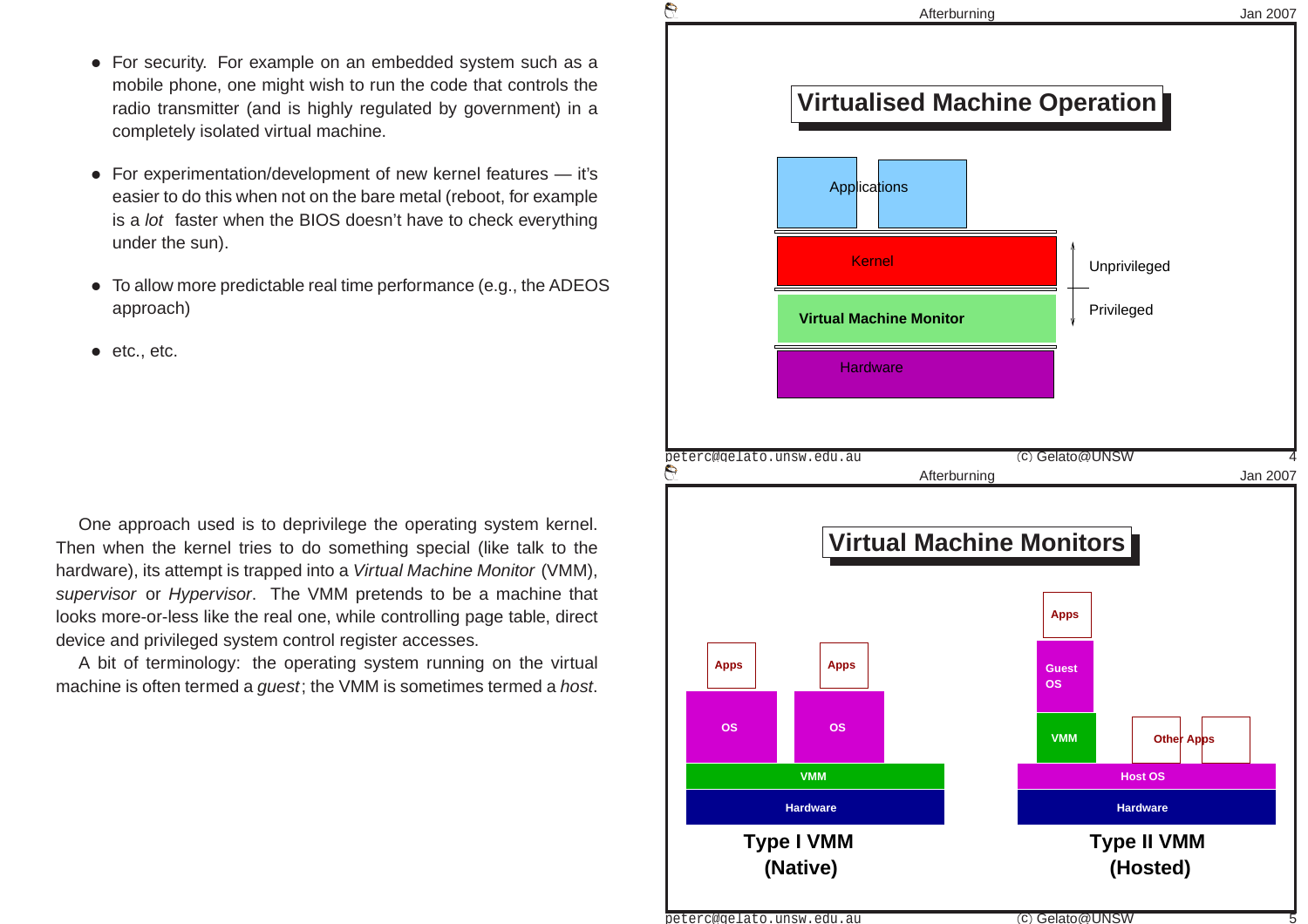- For security. For example on an embedded system such as a mobile phone, one might wish to run the code that controls the radio transmitter (and is highly regulated by government) in a completely isolated virtual machine.
- For experimentation/development of new kernel features — it's easier to do this when not on the bare metal (reboot, for example is a *lot* faster when the BIOS doesn't have to check everything under the sun).
- To allow more predictable real time performance (e.g., the ADEOS approach)
- etc., etc.

## Virtualised Machine Operation

Applications

Kernel

Virtual Machine Monitor

Hardware

Unprivileged

Privileged

One approach used is to deprivilege the operating system kernel. Then when the kernel tries to do something special (like talk to the hardware), its attempt is trapped into a *Virtual Machine Monitor* (VMM), *supervisor* or *Hypervisor*. The VMM pretends to be a machine that looks more-or-less like the real one, while controlling page table, direct device and privileged system control register accesses.

A bit of terminology: the operating system running on the virtual machine is often termed a *guest*; the VMM is sometimes termed a *host*.

## Virtual Machine Monitors

Apps | Apps

OS | OS

VMM

Hardware

**Type I VMM (Native)**

Apps

Guest OS

VMM

Other Apps

Host OS

Hardware

**Type II VMM (Hosted)**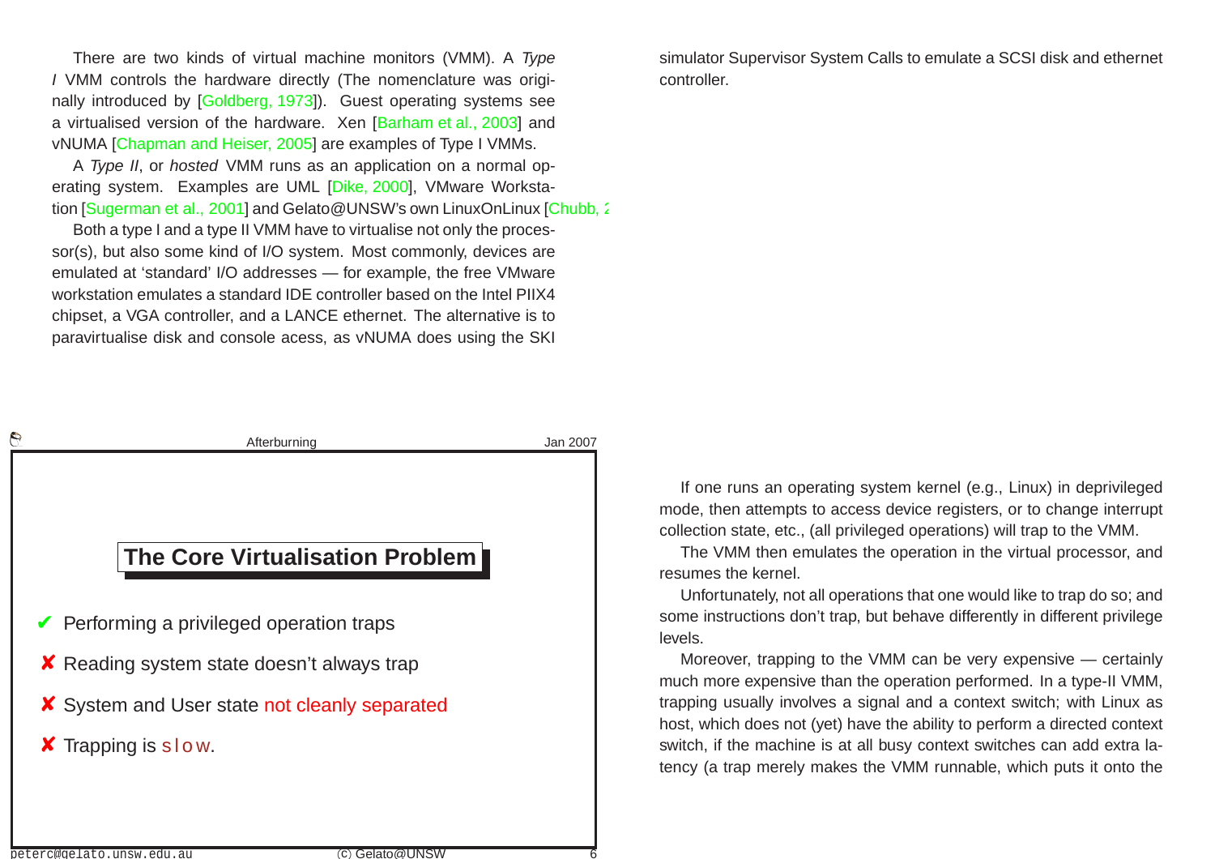There are two kinds of virtual machine monitors (VMM). A *Type I* VMM controls the hardware directly (The nomenclature was originally introduced by [Goldberg, 1973]). Guest operating systems see a virtualised version of the hardware. Xen [Barham et al., 2003] and vNUMA [Chapman and Heiser, 2005] are examples of Type I VMMs.

A *Type II*, or *hosted* VMM runs as an application on a normal operating system. Examples are UML [Dike, 2000], VMware Workstation [Sugerman et al., 2001] and Gelato@UNSW's own LinuxOnLinux [Chubb, 2

Both a type I and a type II VMM have to virtualise not only the processor(s), but also some kind of I/O system. Most commonly, devices are emulated at 'standard' I/O addresses — for example, the free VMware workstation emulates a standard IDE controller based on the Intel PIIX4 chipset, a VGA controller, and a LANCE ethernet. The alternative is to paravirtualise disk and console acess, as vNUMA does using the SKI simulator Supervisor System Calls to emulate a SCSI disk and ethernet controller.

## The Core Virtualisation Problem

- ✔ Performing a privileged operation traps
- ✘ Reading system state doesn't always trap
- ✘ System and User state not cleanly separated
- ✘ Trapping is s l o w.

If one runs an operating system kernel (e.g., Linux) in deprivileged mode, then attempts to access device registers, or to change interrupt collection state, etc., (all privileged operations) will trap to the VMM.

The VMM then emulates the operation in the virtual processor, and resumes the kernel.

Unfortunately, not all operations that one would like to trap do so; and some instructions don't trap, but behave differently in different privilege levels.

Moreover, trapping to the VMM can be very expensive — certainly much more expensive than the operation performed. In a type-II VMM, trapping usually involves a signal and a context switch; with Linux as host, which does not (yet) have the ability to perform a directed context switch, if the machine is at all busy context switches can add extra latency (a trap merely makes the VMM runnable, which puts it onto the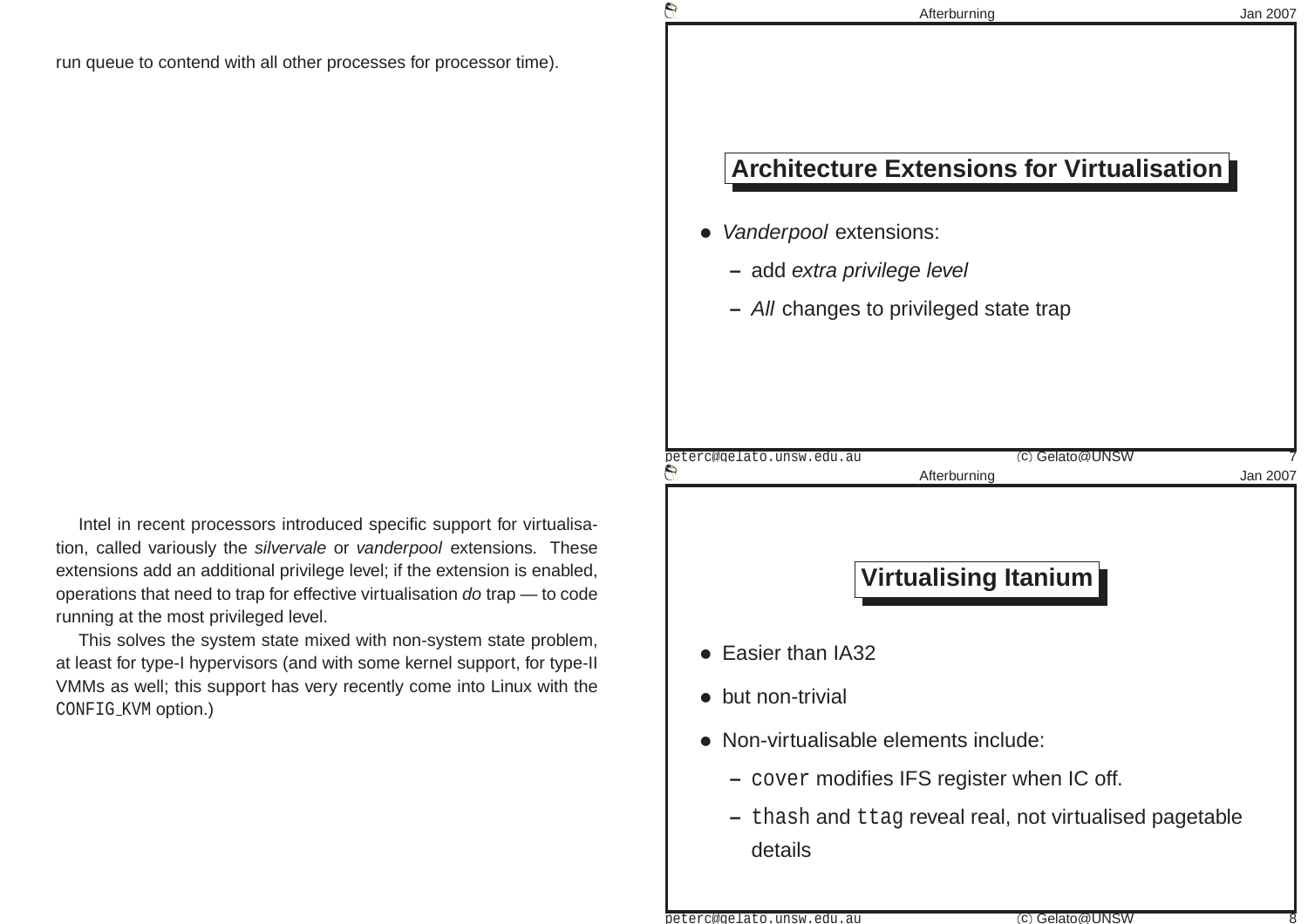run queue to contend with all other processes for processor time).

## Architecture Extensions for Virtualisation

- *Vanderpool* extensions:
  - add *extra privilege level*
  - *All* changes to privileged state trap

Intel in recent processors introduced specific support for virtualisation, called variously the *silvervale* or *vanderpool* extensions. These extensions add an additional privilege level; if the extension is enabled, operations that need to trap for effective virtualisation *do* trap — to code running at the most privileged level.

This solves the system state mixed with non-system state problem, at least for type-I hypervisors (and with some kernel support, for type-II VMMs as well; this support has very recently come into Linux with the `CONFIG_KVM` option.)

## Virtualising Itanium

- Easier than IA32
- but non-trivial
- Non-virtualisable elements include:
  - `cover` modifies IFS register when IC off.
  - `thash` and `ttag` reveal real, not virtualised pagetable details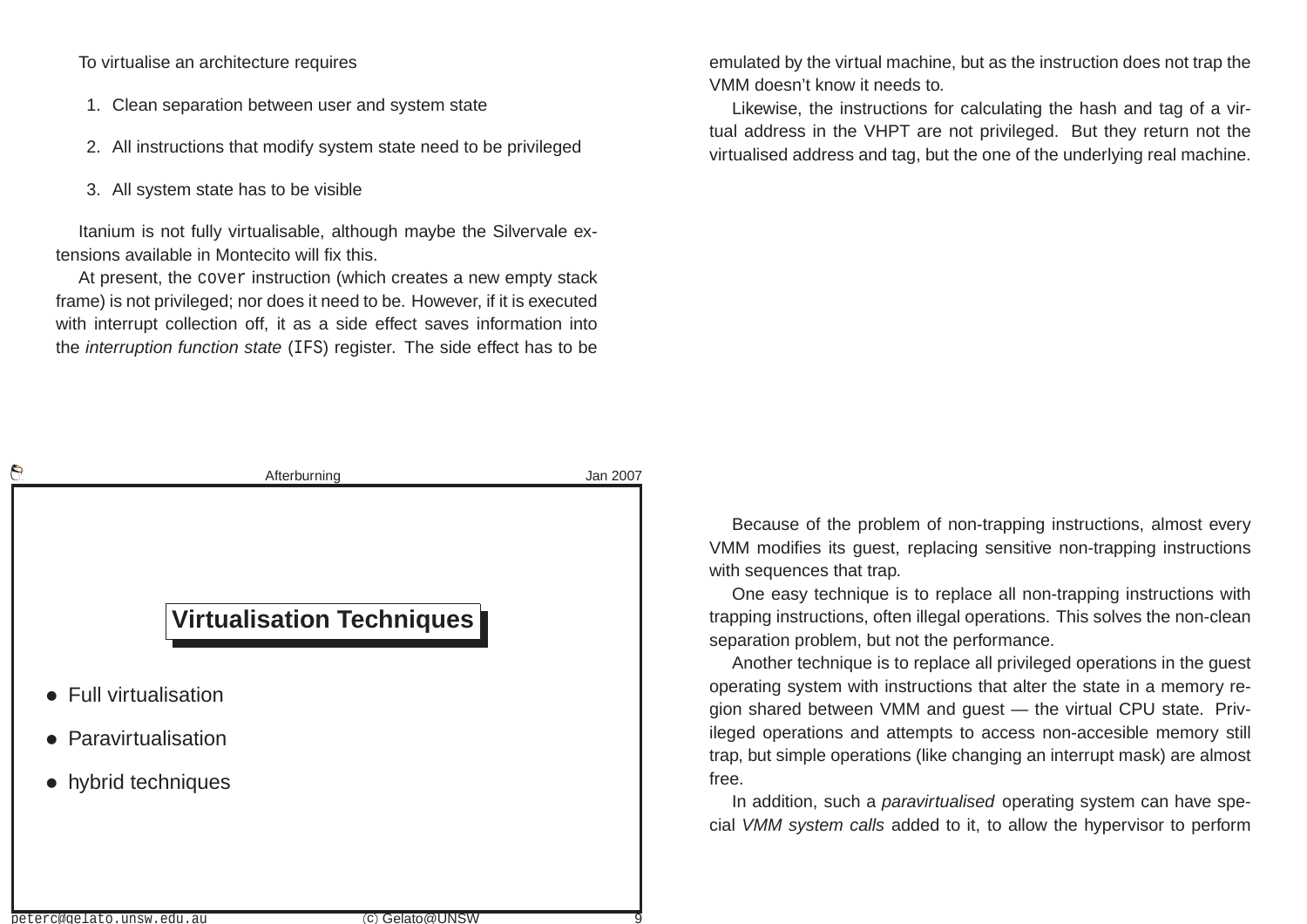To virtualise an architecture requires

1. Clean separation between user and system state
2. All instructions that modify system state need to be privileged
3. All system state has to be visible

Itanium is not fully virtualisable, although maybe the Silvervale extensions available in Montecito will fix this.

At present, the `cover` instruction (which creates a new empty stack frame) is not privileged; nor does it need to be. However, if it is executed with interrupt collection off, it as a side effect saves information into the *interruption function state* (`IFS`) register. The side effect has to be emulated by the virtual machine, but as the instruction does not trap the VMM doesn't know it needs to.

Likewise, the instructions for calculating the hash and tag of a virtual address in the VHPT are not privileged. But they return not the virtualised address and tag, but the one of the underlying real machine.

## Virtualisation Techniques

- Full virtualisation
- Paravirtualisation
- hybrid techniques

Because of the problem of non-trapping instructions, almost every VMM modifies its guest, replacing sensitive non-trapping instructions with sequences that trap.

One easy technique is to replace all non-trapping instructions with trapping instructions, often illegal operations. This solves the non-clean separation problem, but not the performance.

Another technique is to replace all privileged operations in the guest operating system with instructions that alter the state in a memory region shared between VMM and guest — the virtual CPU state. Privileged operations and attempts to access non-accesible memory still trap, but simple operations (like changing an interrupt mask) are almost free.

In addition, such a *paravirtualised* operating system can have special *VMM system calls* added to it, to allow the hypervisor to perform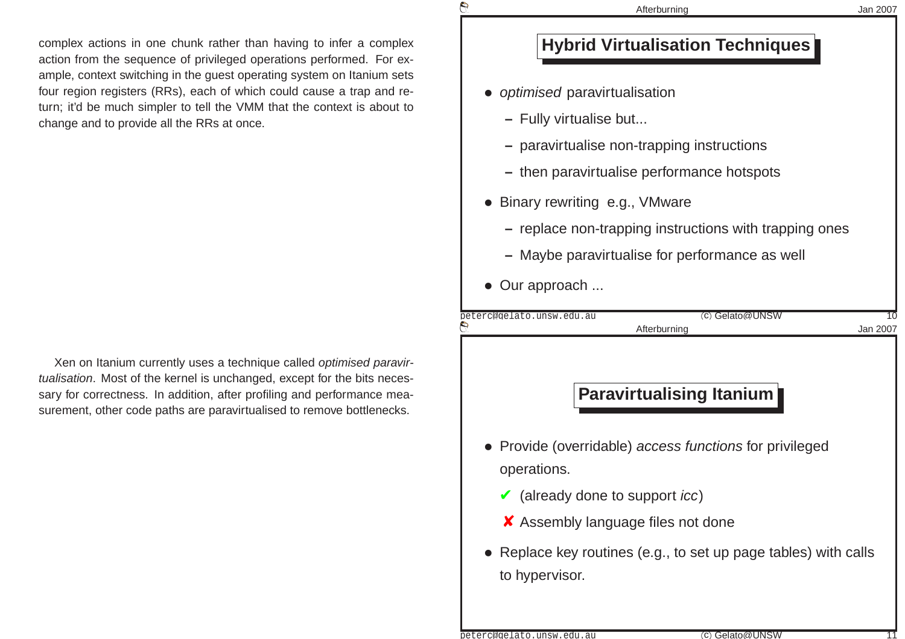complex actions in one chunk rather than having to infer a complex action from the sequence of privileged operations performed. For example, context switching in the guest operating system on Itanium sets four region registers (RRs), each of which could cause a trap and return; it'd be much simpler to tell the VMM that the context is about to change and to provide all the RRs at once.

## Hybrid Virtualisation Techniques

- *optimised* paravirtualisation
  - Fully virtualise but...
  - paravirtualise non-trapping instructions
  - then paravirtualise performance hotspots
- Binary rewriting e.g., VMware
  - replace non-trapping instructions with trapping ones
  - Maybe paravirtualise for performance as well
- Our approach ...

Xen on Itanium currently uses a technique called *optimised paravirtualisation*. Most of the kernel is unchanged, except for the bits necessary for correctness. In addition, after profiling and performance measurement, other code paths are paravirtualised to remove bottlenecks.

## Paravirtualising Itanium

- Provide (overridable) *access functions* for privileged operations.
  - ✔ (already done to support *icc*)
  - ✘ Assembly language files not done
- Replace key routines (e.g., to set up page tables) with calls to hypervisor.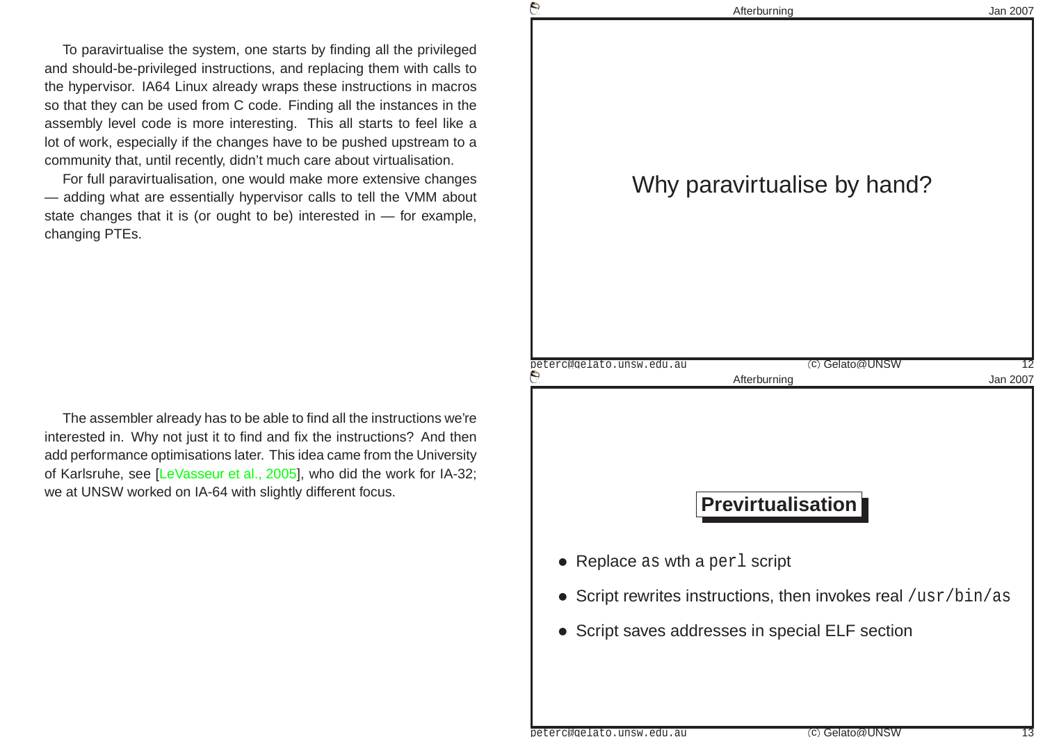To paravirtualise the system, one starts by finding all the privileged and should-be-privileged instructions, and replacing them with calls to the hypervisor. IA64 Linux already wraps these instructions in macros so that they can be used from C code. Finding all the instances in the assembly level code is more interesting. This all starts to feel like a lot of work, especially if the changes have to be pushed upstream to a community that, until recently, didn't much care about virtualisation.

For full paravirtualisation, one would make more extensive changes — adding what are essentially hypervisor calls to tell the VMM about state changes that it is (or ought to be) interested in — for example, changing PTEs.

## Why paravirtualise by hand?

The assembler already has to be able to find all the instructions we're interested in. Why not just it to find and fix the instructions? And then add performance optimisations later. This idea came from the University of Karlsruhe, see [LeVasseur et al., 2005], who did the work for IA-32; we at UNSW worked on IA-64 with slightly different focus.

## Previrtualisation

- Replace `as` wth a `perl` script
- Script rewrites instructions, then invokes real `/usr/bin/as`
- Script saves addresses in special ELF section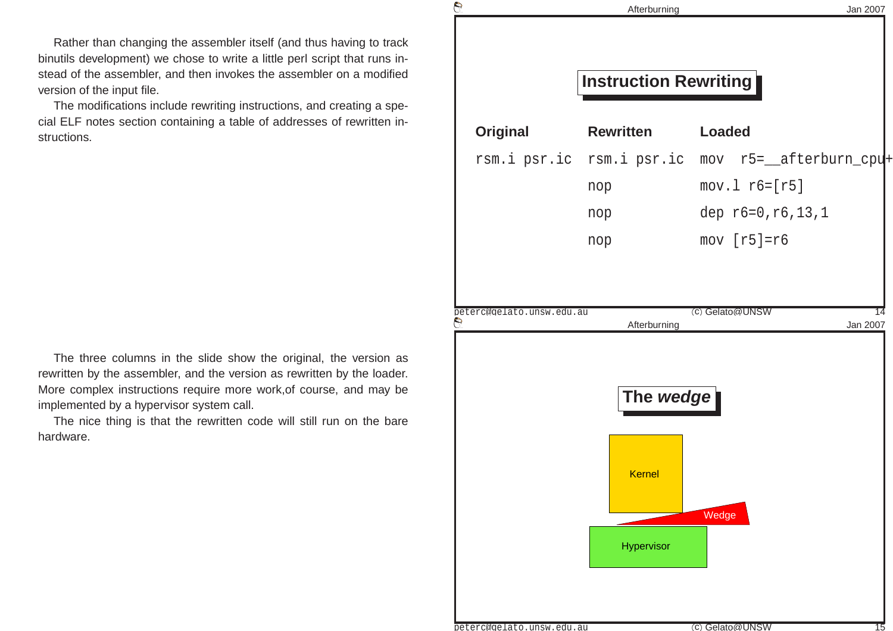Rather than changing the assembler itself (and thus having to track binutils development) we chose to write a little perl script that runs instead of the assembler, and then invokes the assembler on a modified version of the input file.

The modifications include rewriting instructions, and creating a special ELF notes section containing a table of addresses of rewritten instructions.

## Instruction Rewriting

| Original | Rewritten | Loaded |
|---|---|---|
| `rsm.i psr.ic` | `rsm.i psr.ic` | `mov  r5=__afterburn_cpu+` |
| | `nop` | `mov.l r6=[r5]` |
| | `nop` | `dep r6=0,r6,13,1` |
| | `nop` | `mov [r5]=r6` |

The three columns in the slide show the original, the version as rewritten by the assembler, and the version as rewritten by the loader. More complex instructions require more work,of course, and may be implemented by a hypervisor system call.

The nice thing is that the rewritten code will still run on the bare hardware.

## The *wedge*

Kernel

Wedge

Hypervisor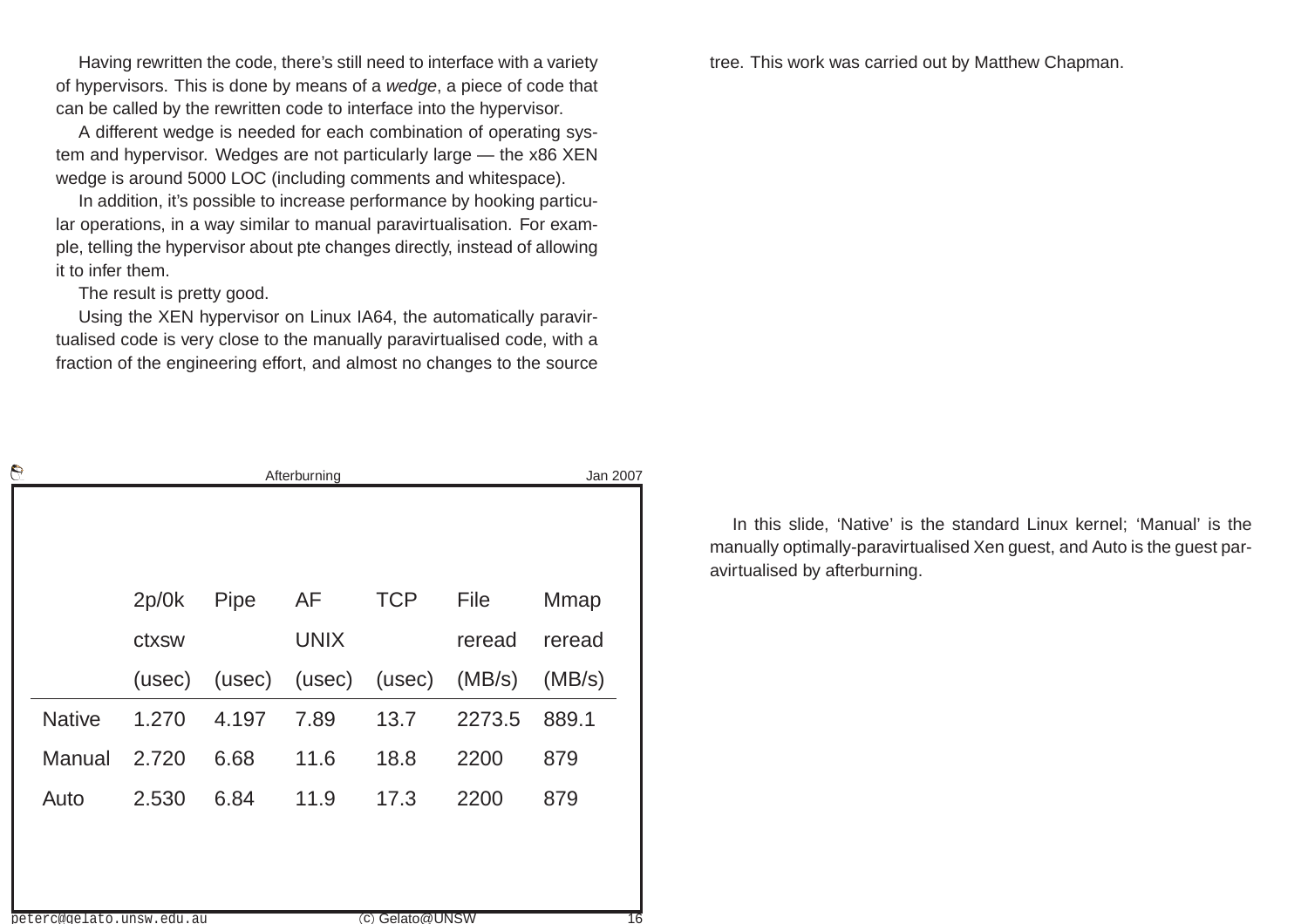Having rewritten the code, there's still need to interface with a variety of hypervisors. This is done by means of a *wedge*, a piece of code that can be called by the rewritten code to interface into the hypervisor.

A different wedge is needed for each combination of operating system and hypervisor. Wedges are not particularly large — the x86 XEN wedge is around 5000 LOC (including comments and whitespace).

In addition, it's possible to increase performance by hooking particular operations, in a way similar to manual paravirtualisation. For example, telling the hypervisor about pte changes directly, instead of allowing it to infer them.

The result is pretty good.

Using the XEN hypervisor on Linux IA64, the automatically paravirtualised code is very close to the manually paravirtualised code, with a fraction of the engineering effort, and almost no changes to the source tree. This work was carried out by Matthew Chapman.

## Afterburning

| | 2p/0k ctxsw (usec) | Pipe (usec) | AF UNIX (usec) | TCP (usec) | File reread (MB/s) | Mmap reread (MB/s) |
|---|---|---|---|---|---|---|
| Native | 1.270 | 4.197 | 7.89 | 13.7 | 2273.5 | 889.1 |
| Manual | 2.720 | 6.68 | 11.6 | 18.8 | 2200 | 879 |
| Auto | 2.530 | 6.84 | 11.9 | 17.3 | 2200 | 879 |

In this slide, 'Native' is the standard Linux kernel; 'Manual' is the manually optimally-paravirtualised Xen guest, and Auto is the guest paravirtualised by afterburning.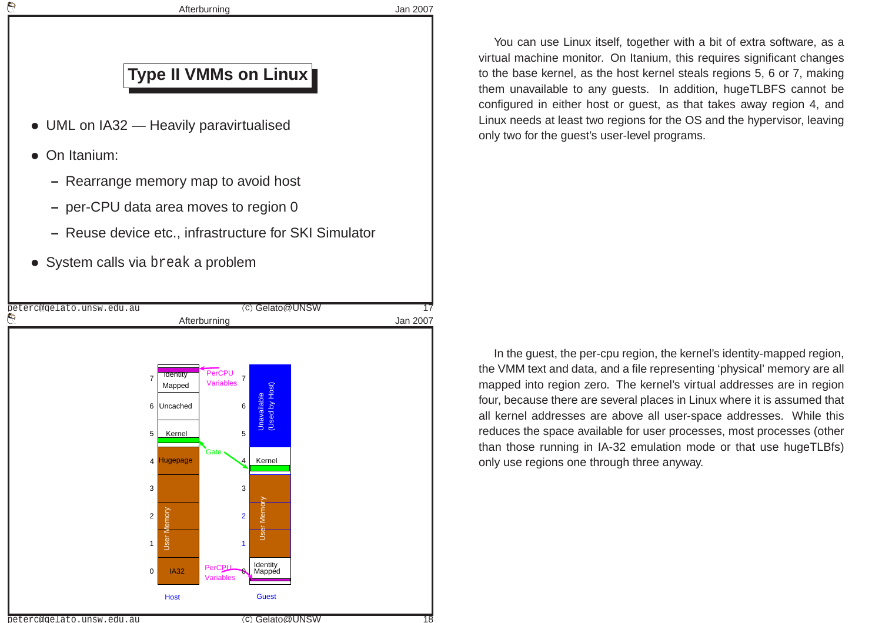## Type II VMMs on Linux

- UML on IA32 — Heavily paravirtualised
- On Itanium:
  - Rearrange memory map to avoid host
  - per-CPU data area moves to region 0
  - Reuse device etc., infrastructure for SKI Simulator
- System calls via `break` a problem

You can use Linux itself, together with a bit of extra software, as a virtual machine monitor. On Itanium, this requires significant changes to the base kernel, as the host kernel steals regions 5, 6 or 7, making them unavailable to any guests. In addition, hugeTLBFS cannot be configured in either host or guest, as that takes away region 4, and Linux needs at least two regions for the OS and the hypervisor, leaving only two for the guest's user-level programs.

In the guest, the per-cpu region, the kernel's identity-mapped region, the VMM text and data, and a file representing 'physical' memory are all mapped into region zero. The kernel's virtual addresses are in region four, because there are several places in Linux where it is assumed that all kernel addresses are above all user-space addresses. While this reduces the space available for user processes, most processes (other than those running in IA-32 emulation mode or that use hugeTLBfs) only use regions one through three anyway.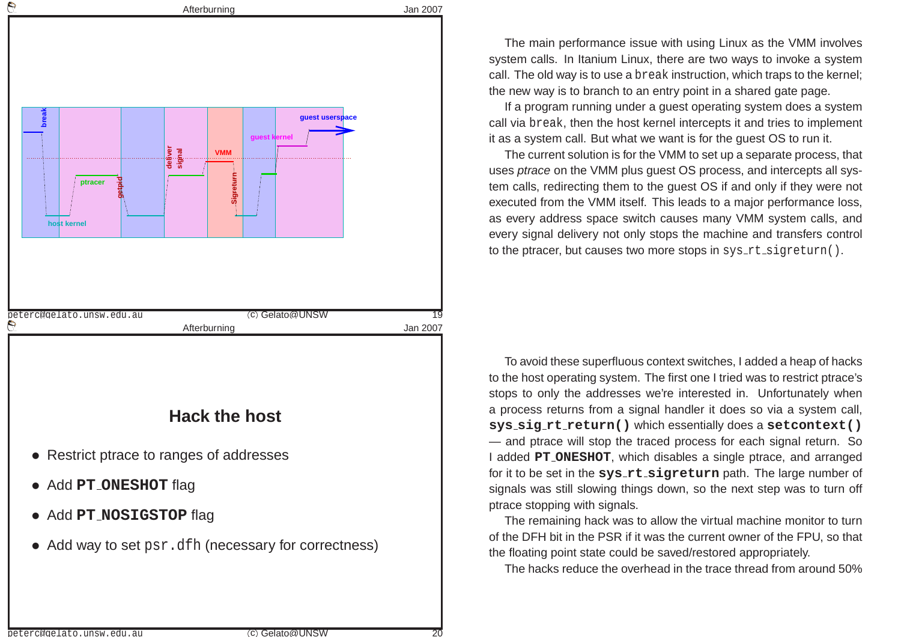break

host kernel

ptracer

getpid

deliver signal

VMM

Sigreturn

guest kernel

guest userspace

The main performance issue with using Linux as the VMM involves system calls. In Itanium Linux, there are two ways to invoke a system call. The old way is to use a `break` instruction, which traps to the kernel; the new way is to branch to an entry point in a shared gate page.

If a program running under a guest operating system does a system call via `break`, then the host kernel intercepts it and tries to implement it as a system call. But what we want is for the guest OS to run it.

The current solution is for the VMM to set up a separate process, that uses *ptrace* on the VMM plus guest OS process, and intercepts all system calls, redirecting them to the guest OS if and only if they were not executed from the VMM itself. This leads to a major performance loss, as every address space switch causes many VMM system calls, and every signal delivery not only stops the machine and transfers control to the ptracer, but causes two more stops in `sys_rt_sigreturn()`.

## Hack the host

- Restrict ptrace to ranges of addresses
- Add **`PT_ONESHOT`** flag
- Add **`PT_NOSIGSTOP`** flag
- Add way to set `psr.dfh` (necessary for correctness)

To avoid these superfluous context switches, I added a heap of hacks to the host operating system. The first one I tried was to restrict ptrace's stops to only the addresses we're interested in. Unfortunately when a process returns from a signal handler it does so via a system call, **`sys_sig_rt_return()`** which essentially does a **`setcontext()`** — and ptrace will stop the traced process for each signal return. So I added **`PT_ONESHOT`**, which disables a single ptrace, and arranged for it to be set in the **`sys_rt_sigreturn`** path. The large number of signals was still slowing things down, so the next step was to turn off ptrace stopping with signals.

The remaining hack was to allow the virtual machine monitor to turn of the DFH bit in the PSR if it was the current owner of the FPU, so that the floating point state could be saved/restored appropriately.

The hacks reduce the overhead in the trace thread from around 50%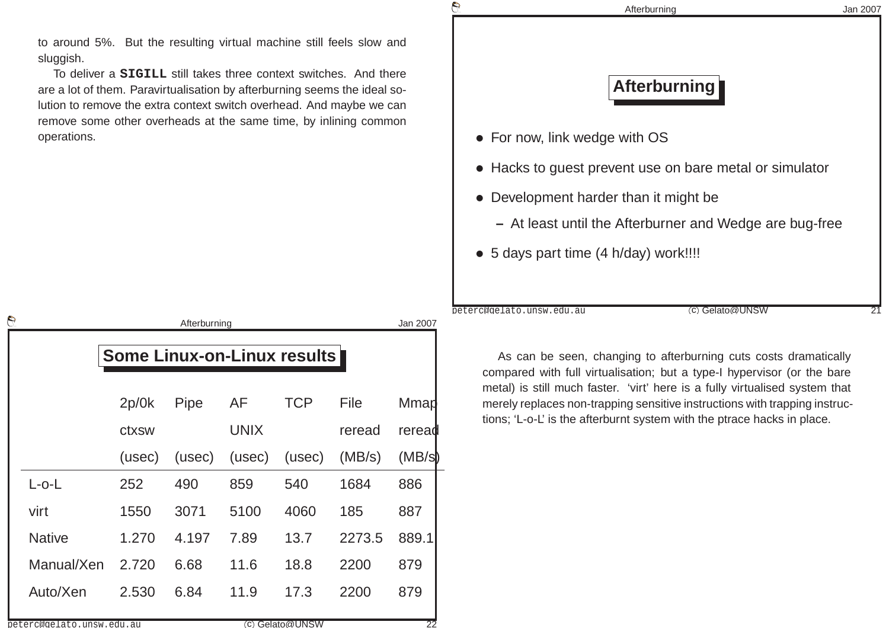to around 5%. But the resulting virtual machine still feels slow and sluggish.

To deliver a **SIGILL** still takes three context switches. And there are a lot of them. Paravirtualisation by afterburning seems the ideal solution to remove the extra context switch overhead. And maybe we can remove some other overheads at the same time, by inlining common operations.

## Afterburning

- For now, link wedge with OS
- Hacks to guest prevent use on bare metal or simulator
- Development harder than it might be
  - At least until the Afterburner and Wedge are bug-free
- 5 days part time (4 h/day) work!!!!

## Some Linux-on-Linux results

| | 2p/0k ctxsw (usec) | Pipe (usec) | AF UNIX (usec) | TCP (usec) | File reread (MB/s) | Mmap reread (MB/s) |
|---|---|---|---|---|---|---|
| L-o-L | 252 | 490 | 859 | 540 | 1684 | 886 |
| virt | 1550 | 3071 | 5100 | 4060 | 185 | 887 |
| Native | 1.270 | 4.197 | 7.89 | 13.7 | 2273.5 | 889.1 |
| Manual/Xen | 2.720 | 6.68 | 11.6 | 18.8 | 2200 | 879 |
| Auto/Xen | 2.530 | 6.84 | 11.9 | 17.3 | 2200 | 879 |

As can be seen, changing to afterburning cuts costs dramatically compared with full virtualisation; but a type-I hypervisor (or the bare metal) is still much faster. 'virt' here is a fully virtualised system that merely replaces non-trapping sensitive instructions with trapping instructions; 'L-o-L' is the afterburnt system with the ptrace hacks in place.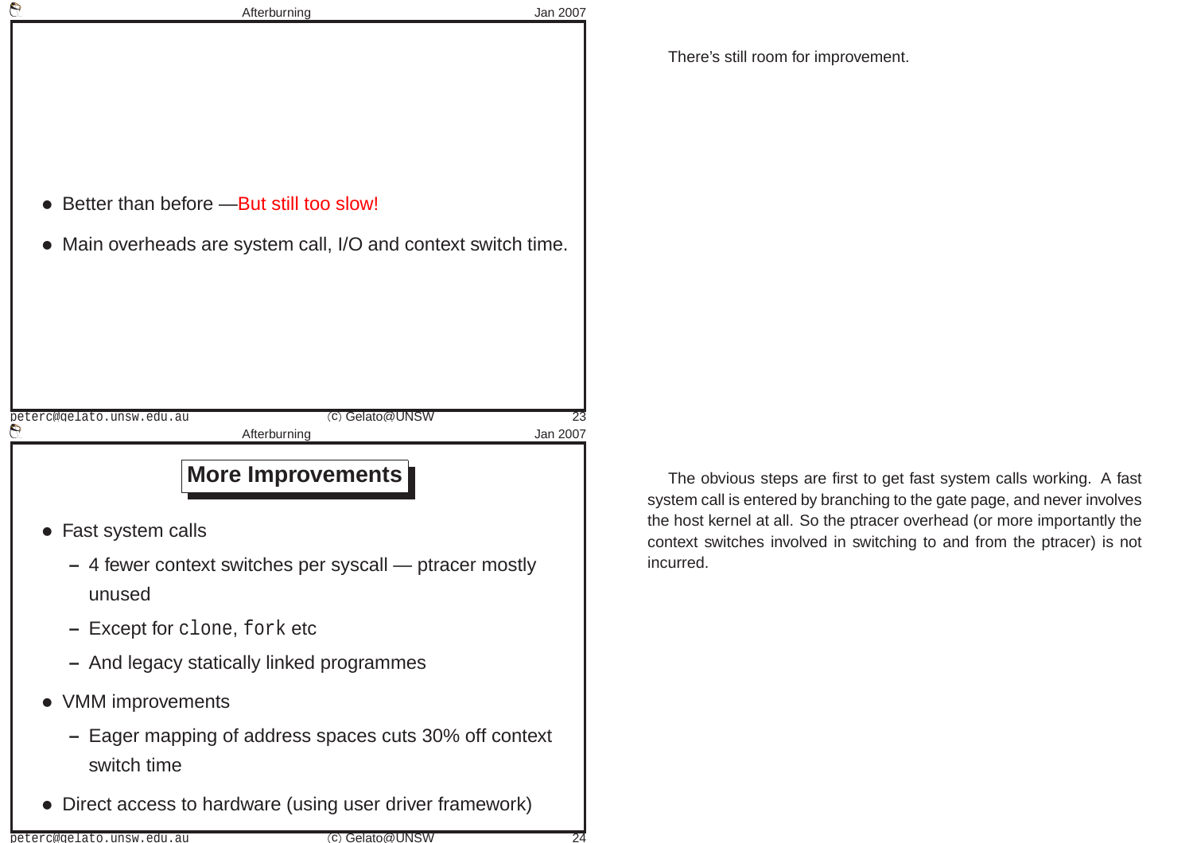- Better than before —But still too slow!
- Main overheads are system call, I/O and context switch time.

There's still room for improvement.

## More Improvements

- Fast system calls
  - 4 fewer context switches per syscall — ptracer mostly unused
  - Except for `clone`, `fork` etc
  - And legacy statically linked programmes
- VMM improvements
  - Eager mapping of address spaces cuts 30% off context switch time
- Direct access to hardware (using user driver framework)

The obvious steps are first to get fast system calls working. A fast system call is entered by branching to the gate page, and never involves the host kernel at all. So the ptracer overhead (or more importantly the context switches involved in switching to and from the ptracer) is not incurred.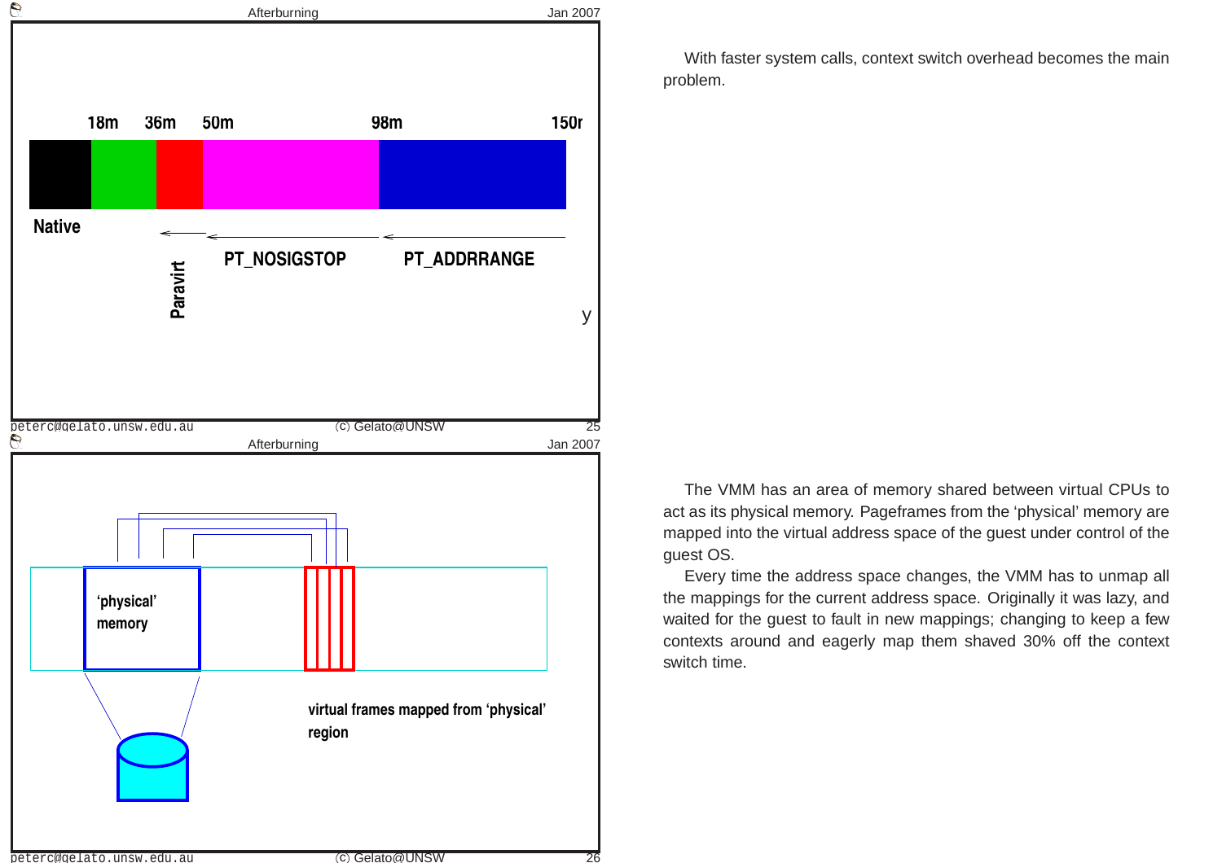18m 36m 50m 98m 150m

Native

Paravirt

PT_NOSIGSTOP

PT_ADDRRANGE

With faster system calls, context switch overhead becomes the main problem.

'physical' memory

virtual frames mapped from 'physical' region

The VMM has an area of memory shared between virtual CPUs to act as its physical memory. Pageframes from the 'physical' memory are mapped into the virtual address space of the guest under control of the guest OS.

Every time the address space changes, the VMM has to unmap all the mappings for the current address space. Originally it was lazy, and waited for the guest to fault in new mappings; changing to keep a few contexts around and eagerly map them shaved 30% off the context switch time.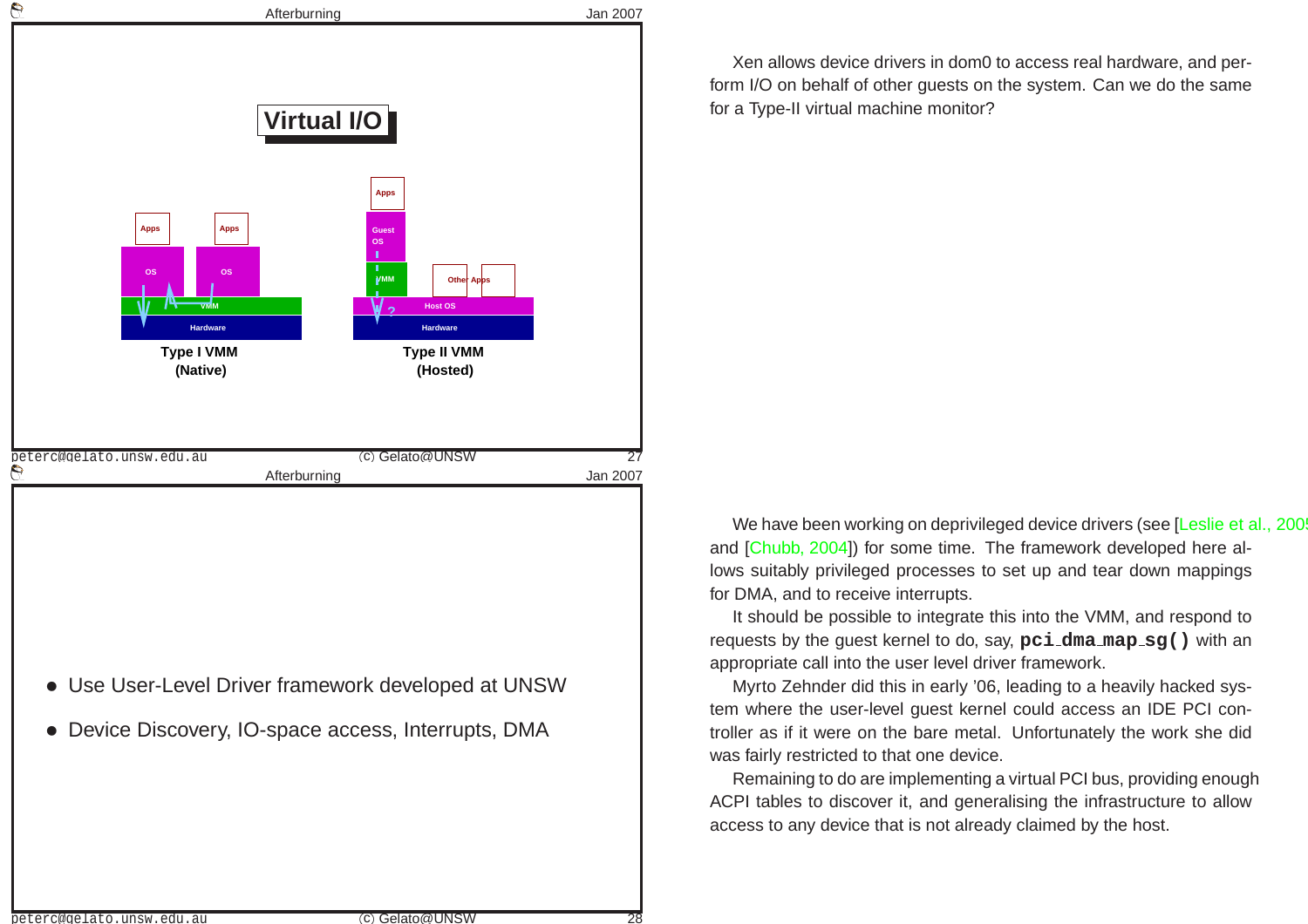## Virtual I/O

Apps | Apps | Apps

OS | OS | Guest OS

VMM | VMM | Other Apps

Hardware | Host OS

Hardware

**Type I VMM (Native)**

**Type II VMM (Hosted)**

Xen allows device drivers in dom0 to access real hardware, and perform I/O on behalf of other guests on the system. Can we do the same for a Type-II virtual machine monitor?

- Use User-Level Driver framework developed at UNSW
- Device Discovery, IO-space access, Interrupts, DMA

We have been working on deprivileged device drivers (see [Leslie et al., 2005] and [Chubb, 2004]) for some time. The framework developed here allows suitably privileged processes to set up and tear down mappings for DMA, and to receive interrupts.

It should be possible to integrate this into the VMM, and respond to requests by the guest kernel to do, say, **`pci_dma_map_sg()`** with an appropriate call into the user level driver framework.

Myrto Zehnder did this in early '06, leading to a heavily hacked system where the user-level guest kernel could access an IDE PCI controller as if it were on the bare metal. Unfortunately the work she did was fairly restricted to that one device.

Remaining to do are implementing a virtual PCI bus, providing enough ACPI tables to discover it, and generalising the infrastructure to allow access to any device that is not already claimed by the host.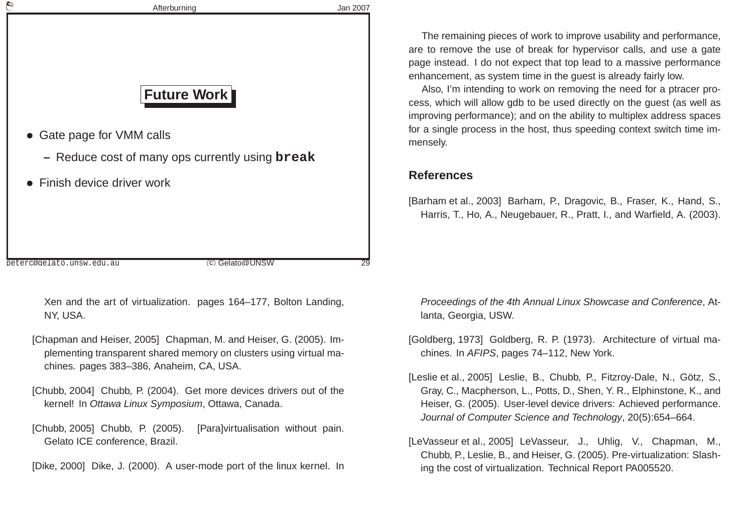## Future Work

- Gate page for VMM calls
  - Reduce cost of many ops currently using **`break`**
- Finish device driver work

The remaining pieces of work to improve usability and performance, are to remove the use of break for hypervisor calls, and use a gate page instead. I do not expect that top lead to a massive performance enhancement, as system time in the guest is already fairly low.

Also, I'm intending to work on removing the need for a ptracer process, which will allow gdb to be used directly on the guest (as well as improving performance); and on the ability to multiplex address spaces for a single process in the host, thus speeding context switch time immensely.

## References

[Barham et al., 2003] Barham, P., Dragovic, B., Fraser, K., Hand, S., Harris, T., Ho, A., Neugebauer, R., Pratt, I., and Warfield, A. (2003). Xen and the art of virtualization. pages 164–177, Bolton Landing, NY, USA.

[Chapman and Heiser, 2005] Chapman, M. and Heiser, G. (2005). Implementing transparent shared memory on clusters using virtual machines. pages 383–386, Anaheim, CA, USA.

[Chubb, 2004] Chubb, P. (2004). Get more devices drivers out of the kernel! In *Ottawa Linux Symposium*, Ottawa, Canada.

[Chubb, 2005] Chubb, P. (2005). [Para]virtualisation without pain. Gelato ICE conference, Brazil.

[Dike, 2000] Dike, J. (2000). A user-mode port of the linux kernel. In *Proceedings of the 4th Annual Linux Showcase and Conference*, Atlanta, Georgia, USW.

[Goldberg, 1973] Goldberg, R. P. (1973). Architecture of virtual machines. In *AFIPS*, pages 74–112, New York.

[Leslie et al., 2005] Leslie, B., Chubb, P., Fitzroy-Dale, N., Götz, S., Gray, C., Macpherson, L., Potts, D., Shen, Y. R., Elphinstone, K., and Heiser, G. (2005). User-level device drivers: Achieved performance. *Journal of Computer Science and Technology*, 20(5):654–664.

[LeVasseur et al., 2005] LeVasseur, J., Uhlig, V., Chapman, M., Chubb, P., Leslie, B., and Heiser, G. (2005). Pre-virtualization: Slashing the cost of virtualization. Technical Report PA005520.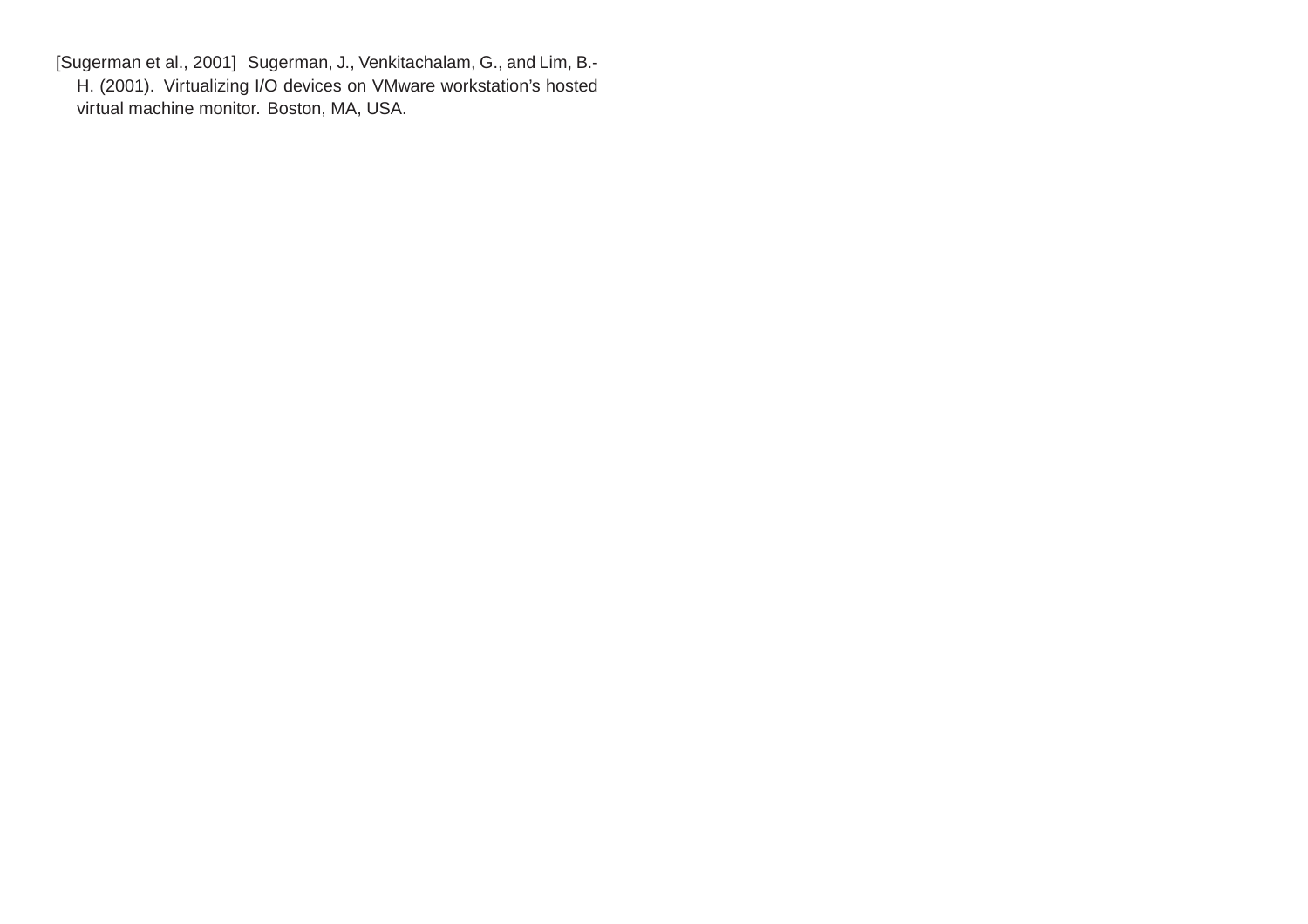[Sugerman et al., 2001] Sugerman, J., Venkitachalam, G., and Lim, B.-H. (2001). Virtualizing I/O devices on VMware workstation's hosted virtual machine monitor. Boston, MA, USA.